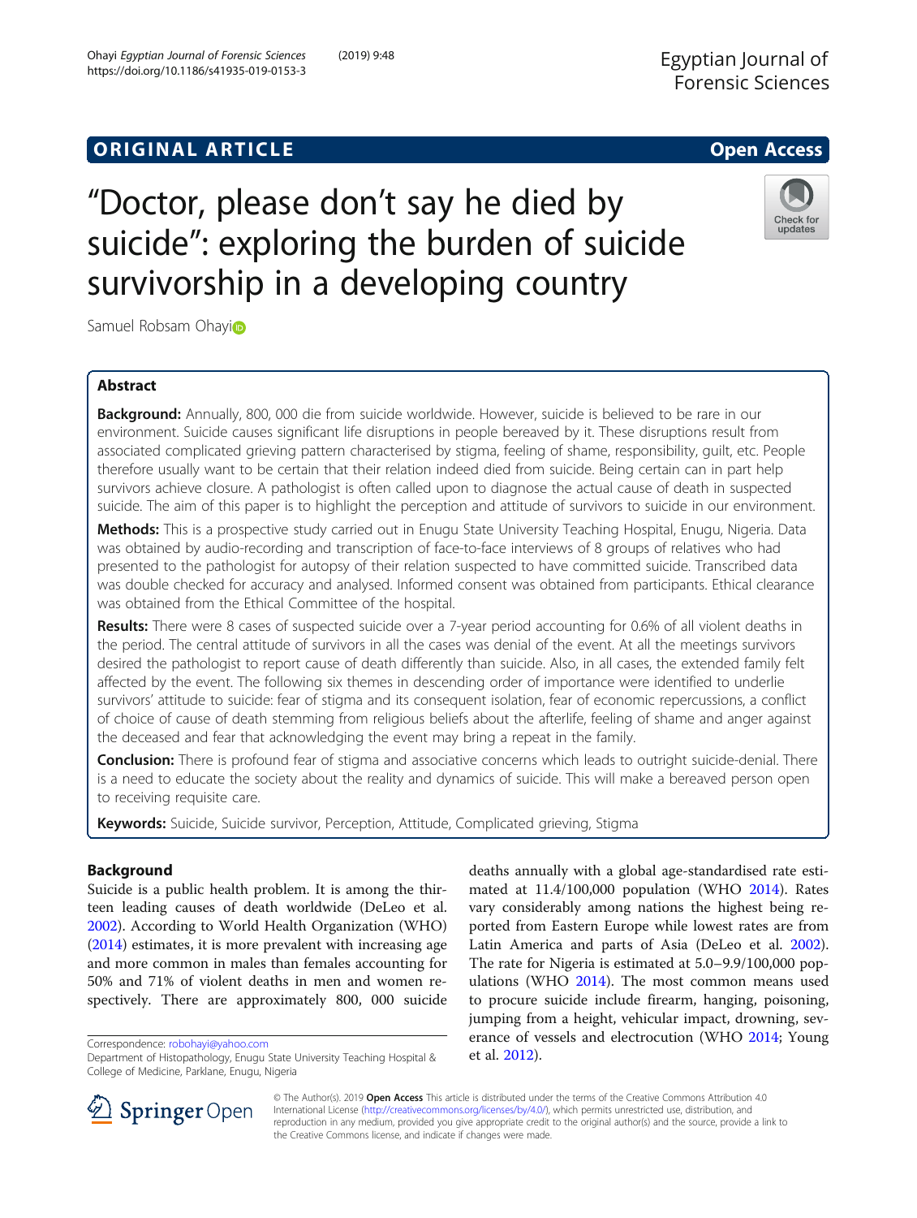# ORIGINAL ARTICLE

# "Doctor, please don't say he died by suicide": exploring the burden of suicide survivorship in a developing country

Samuel Robsam Ohayi

## Abstract

**Background:** Annually, 800, 000 die from suicide worldwide. However, suicide is believed to be rare in our environment. Suicide causes significant life disruptions in people bereaved by it. These disruptions result from associated complicated grieving pattern characterised by stigma, feeling of shame, responsibility, guilt, etc. People therefore usually want to be certain that their relation indeed died from suicide. Being certain can in part help survivors achieve closure. A pathologist is often called upon to diagnose the actual cause of death in suspected suicide. The aim of this paper is to highlight the perception and attitude of survivors to suicide in our environment.

**Methods:** This is a prospective study carried out in Enugu State University Teaching Hospital, Enugu, Nigeria. Data was obtained by audio-recording and transcription of face-to-face interviews of 8 groups of relatives who had presented to the pathologist for autopsy of their relation suspected to have committed suicide. Transcribed data was double checked for accuracy and analysed. Informed consent was obtained from participants. Ethical clearance was obtained from the Ethical Committee of the hospital.

**Results:** There were 8 cases of suspected suicide over a 7-year period accounting for 0.6% of all violent deaths in the period. The central attitude of survivors in all the cases was denial of the event. At all the meetings survivors desired the pathologist to report cause of death differently than suicide. Also, in all cases, the extended family felt affected by the event. The following six themes in descending order of importance were identified to underlie survivors' attitude to suicide: fear of stigma and its consequent isolation, fear of economic repercussions, a conflict of choice of cause of death stemming from religious beliefs about the afterlife, feeling of shame and anger against the deceased and fear that acknowledging the event may bring a repeat in the family.

**Conclusion:** There is profound fear of stigma and associative concerns which leads to outright suicide-denial. There is a need to educate the society about the reality and dynamics of suicide. This will make a bereaved person open to receiving requisite care.

**Keywords:** Suicide, Suicide survivor, Perception, Attitude, Complicated grieving, Stigma

## Background

Suicide is a public health problem. It is among the thirteen leading causes of death worldwide (DeLeo et al. 2002). According to World Health Organization (WHO) (2014) estimates, it is more prevalent with increasing age and more common in males than females accounting for 50% and 71% of violent deaths in men and women respectively. There are approximately 800, 000 suicide deaths annually with a global age-standardised rate estimated at 11.4/100,000 population (WHO 2014). Rates vary considerably among nations the highest being reported from Eastern Europe while lowest rates are from Latin America and parts of Asia (DeLeo et al. 2002). The rate for Nigeria is estimated at 5.0–9.9/100,000 populations (WHO 2014). The most common means used to procure suicide include firearm, hanging, poisoning, jumping from a height, vehicular impact, drowning, severance of vessels and electrocution (WHO 2014; Young et al. 2012).

Correspondence: robohayi@yahoo.com
Department of Histopathology, Enugu State University Teaching Hospital & College of Medicine, Parklane, Enugu, Nigeria

© The Author(s). 2019 **Open Access** This article is distributed under the terms of the Creative Commons Attribution 4.0 International License (http://creativecommons.org/licenses/by/4.0/), which permits unrestricted use, distribution, and reproduction in any medium, provided you give appropriate credit to the original author(s) and the source, provide a link to the Creative Commons license, and indicate if changes were made.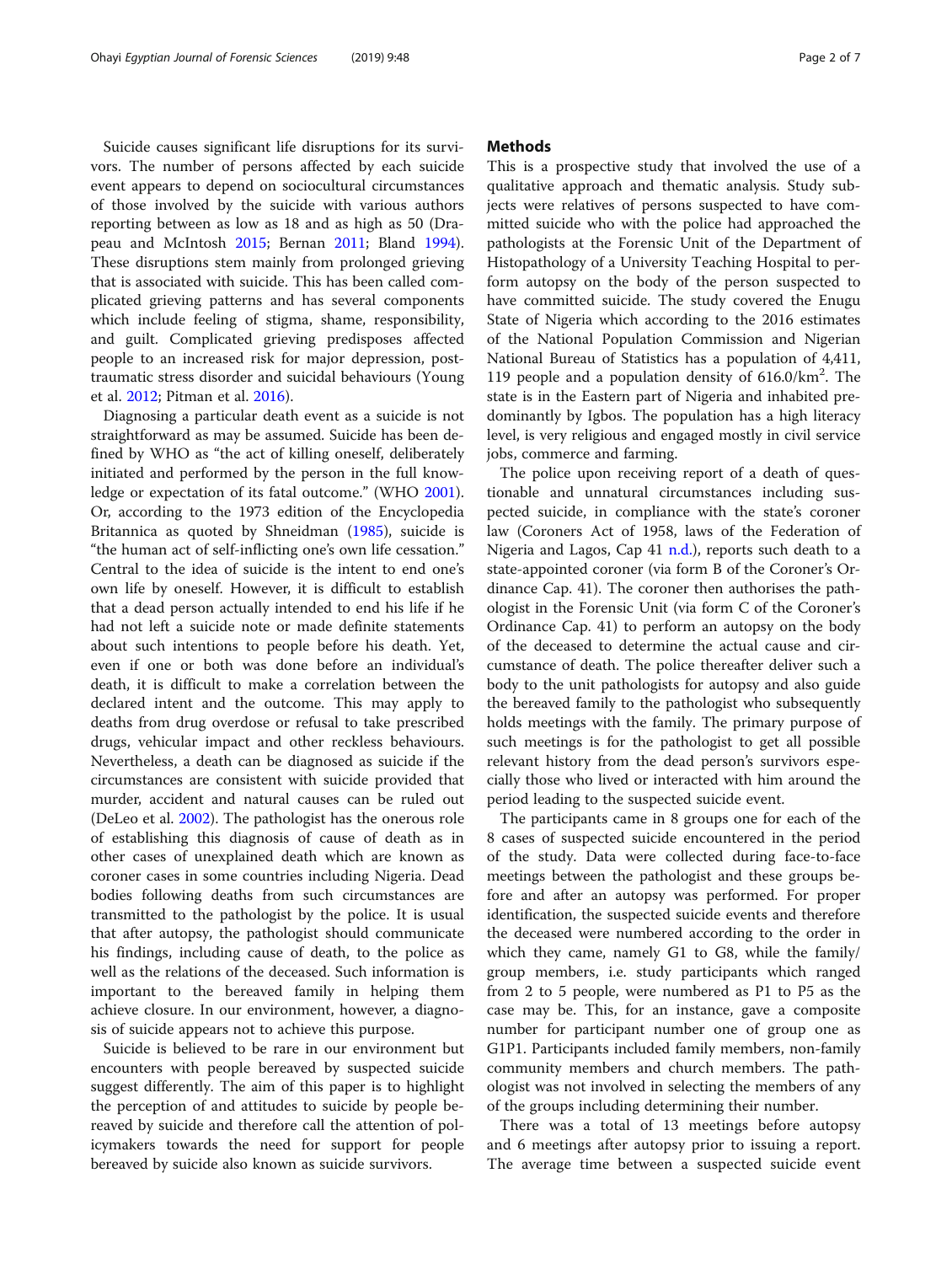Suicide causes significant life disruptions for its survivors. The number of persons affected by each suicide event appears to depend on sociocultural circumstances of those involved by the suicide with various authors reporting between as low as 18 and as high as 50 (Drapeau and McIntosh 2015; Bernan 2011; Bland 1994). These disruptions stem mainly from prolonged grieving that is associated with suicide. This has been called complicated grieving patterns and has several components which include feeling of stigma, shame, responsibility, and guilt. Complicated grieving predisposes affected people to an increased risk for major depression, post-traumatic stress disorder and suicidal behaviours (Young et al. 2012; Pitman et al. 2016).

Diagnosing a particular death event as a suicide is not straightforward as may be assumed. Suicide has been defined by WHO as "the act of killing oneself, deliberately initiated and performed by the person in the full knowledge or expectation of its fatal outcome." (WHO 2001). Or, according to the 1973 edition of the Encyclopedia Britannica as quoted by Shneidman (1985), suicide is "the human act of self-inflicting one's own life cessation." Central to the idea of suicide is the intent to end one's own life by oneself. However, it is difficult to establish that a dead person actually intended to end his life if he had not left a suicide note or made definite statements about such intentions to people before his death. Yet, even if one or both was done before an individual's death, it is difficult to make a correlation between the declared intent and the outcome. This may apply to deaths from drug overdose or refusal to take prescribed drugs, vehicular impact and other reckless behaviours. Nevertheless, a death can be diagnosed as suicide if the circumstances are consistent with suicide provided that murder, accident and natural causes can be ruled out (DeLeo et al. 2002). The pathologist has the onerous role of establishing this diagnosis of cause of death as in other cases of unexplained death which are known as coroner cases in some countries including Nigeria. Dead bodies following deaths from such circumstances are transmitted to the pathologist by the police. It is usual that after autopsy, the pathologist should communicate his findings, including cause of death, to the police as well as the relations of the deceased. Such information is important to the bereaved family in helping them achieve closure. In our environment, however, a diagnosis of suicide appears not to achieve this purpose.

Suicide is believed to be rare in our environment but encounters with people bereaved by suspected suicide suggest differently. The aim of this paper is to highlight the perception of and attitudes to suicide by people bereaved by suicide and therefore call the attention of policymakers towards the need for support for people bereaved by suicide also known as suicide survivors.

## Methods

This is a prospective study that involved the use of a qualitative approach and thematic analysis. Study subjects were relatives of persons suspected to have committed suicide who with the police had approached the pathologists at the Forensic Unit of the Department of Histopathology of a University Teaching Hospital to perform autopsy on the body of the person suspected to have committed suicide. The study covered the Enugu State of Nigeria which according to the 2016 estimates of the National Population Commission and Nigerian National Bureau of Statistics has a population of 4,411, 119 people and a population density of 616.0/km$^2$. The state is in the Eastern part of Nigeria and inhabited predominantly by Igbos. The population has a high literacy level, is very religious and engaged mostly in civil service jobs, commerce and farming.

The police upon receiving report of a death of questionable and unnatural circumstances including suspected suicide, in compliance with the state's coroner law (Coroners Act of 1958, laws of the Federation of Nigeria and Lagos, Cap 41 n.d.), reports such death to a state-appointed coroner (via form B of the Coroner's Ordinance Cap. 41). The coroner then authorises the pathologist in the Forensic Unit (via form C of the Coroner's Ordinance Cap. 41) to perform an autopsy on the body of the deceased to determine the actual cause and circumstance of death. The police thereafter deliver such a body to the unit pathologists for autopsy and also guide the bereaved family to the pathologist who subsequently holds meetings with the family. The primary purpose of such meetings is for the pathologist to get all possible relevant history from the dead person's survivors especially those who lived or interacted with him around the period leading to the suspected suicide event.

The participants came in 8 groups one for each of the 8 cases of suspected suicide encountered in the period of the study. Data were collected during face-to-face meetings between the pathologist and these groups before and after an autopsy was performed. For proper identification, the suspected suicide events and therefore the deceased were numbered according to the order in which they came, namely G1 to G8, while the family/group members, i.e. study participants which ranged from 2 to 5 people, were numbered as P1 to P5 as the case may be. This, for an instance, gave a composite number for participant number one of group one as G1P1. Participants included family members, non-family community members and church members. The pathologist was not involved in selecting the members of any of the groups including determining their number.

There was a total of 13 meetings before autopsy and 6 meetings after autopsy prior to issuing a report. The average time between a suspected suicide event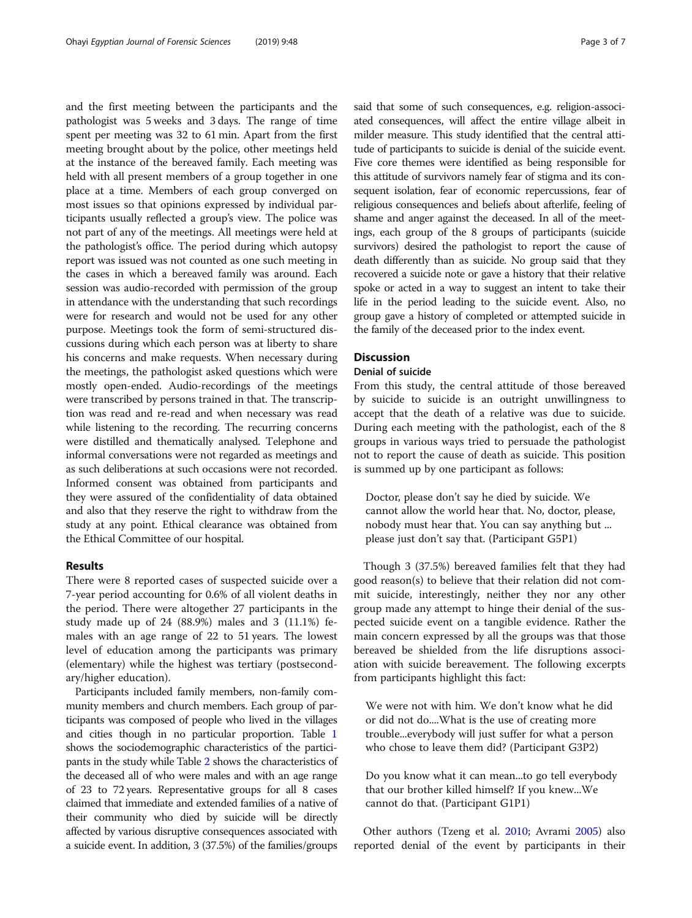and the first meeting between the participants and the pathologist was 5 weeks and 3 days. The range of time spent per meeting was 32 to 61 min. Apart from the first meeting brought about by the police, other meetings held at the instance of the bereaved family. Each meeting was held with all present members of a group together in one place at a time. Members of each group converged on most issues so that opinions expressed by individual participants usually reflected a group's view. The police was not part of any of the meetings. All meetings were held at the pathologist's office. The period during which autopsy report was issued was not counted as one such meeting in the cases in which a bereaved family was around. Each session was audio-recorded with permission of the group in attendance with the understanding that such recordings were for research and would not be used for any other purpose. Meetings took the form of semi-structured discussions during which each person was at liberty to share his concerns and make requests. When necessary during the meetings, the pathologist asked questions which were mostly open-ended. Audio-recordings of the meetings were transcribed by persons trained in that. The transcription was read and re-read and when necessary was read while listening to the recording. The recurring concerns were distilled and thematically analysed. Telephone and informal conversations were not regarded as meetings and as such deliberations at such occasions were not recorded. Informed consent was obtained from participants and they were assured of the confidentiality of data obtained and also that they reserve the right to withdraw from the study at any point. Ethical clearance was obtained from the Ethical Committee of our hospital.

## Results

There were 8 reported cases of suspected suicide over a 7-year period accounting for 0.6% of all violent deaths in the period. There were altogether 27 participants in the study made up of 24 (88.9%) males and 3 (11.1%) females with an age range of 22 to 51 years. The lowest level of education among the participants was primary (elementary) while the highest was tertiary (postsecondary/higher education).

Participants included family members, non-family community members and church members. Each group of participants was composed of people who lived in the villages and cities though in no particular proportion. Table 1 shows the sociodemographic characteristics of the participants in the study while Table 2 shows the characteristics of the deceased all of who were males and with an age range of 23 to 72 years. Representative groups for all 8 cases claimed that immediate and extended families of a native of their community who died by suicide will be directly affected by various disruptive consequences associated with a suicide event. In addition, 3 (37.5%) of the families/groups said that some of such consequences, e.g. religion-associated consequences, will affect the entire village albeit in milder measure. This study identified that the central attitude of participants to suicide is denial of the suicide event. Five core themes were identified as being responsible for this attitude of survivors namely fear of stigma and its consequent isolation, fear of economic repercussions, fear of religious consequences and beliefs about afterlife, feeling of shame and anger against the deceased. In all of the meetings, each group of the 8 groups of participants (suicide survivors) desired the pathologist to report the cause of death differently than as suicide. No group said that they recovered a suicide note or gave a history that their relative spoke or acted in a way to suggest an intent to take their life in the period leading to the suicide event. Also, no group gave a history of completed or attempted suicide in the family of the deceased prior to the index event.

## Discussion

### Denial of suicide

From this study, the central attitude of those bereaved by suicide to suicide is an outright unwillingness to accept that the death of a relative was due to suicide. During each meeting with the pathologist, each of the 8 groups in various ways tried to persuade the pathologist not to report the cause of death as suicide. This position is summed up by one participant as follows:

> Doctor, please don't say he died by suicide. We cannot allow the world hear that. No, doctor, please, nobody must hear that. You can say anything but ... please just don't say that. (Participant G5P1)

Though 3 (37.5%) bereaved families felt that they had good reason(s) to believe that their relation did not commit suicide, interestingly, neither they nor any other group made any attempt to hinge their denial of the suspected suicide event on a tangible evidence. Rather the main concern expressed by all the groups was that those bereaved be shielded from the life disruptions association with suicide bereavement. The following excerpts from participants highlight this fact:

> We were not with him. We don't know what he did or did not do....What is the use of creating more trouble...everybody will just suffer for what a person who chose to leave them did? (Participant G3P2)

> Do you know what it can mean...to go tell everybody that our brother killed himself? If you knew...We cannot do that. (Participant G1P1)

Other authors (Tzeng et al. 2010; Avrami 2005) also reported denial of the event by participants in their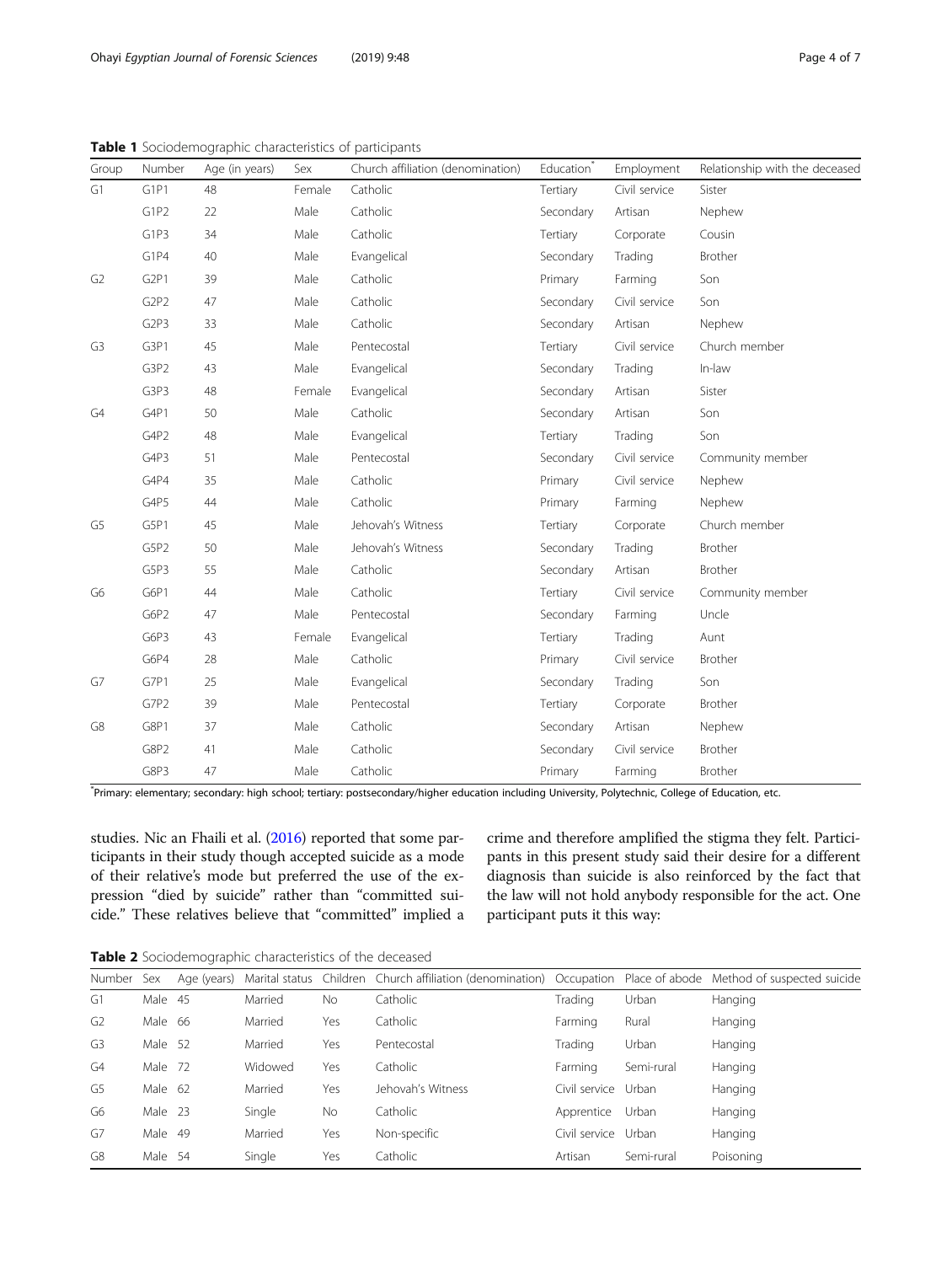**Table 1** Sociodemographic characteristics of participants

| Group | Number | Age (in years) | Sex | Church affiliation (denomination) | Education* | Employment | Relationship with the deceased |
|---|---|---|---|---|---|---|---|
| G1 | G1P1 | 48 | Female | Catholic | Tertiary | Civil service | Sister |
| | G1P2 | 22 | Male | Catholic | Secondary | Artisan | Nephew |
| | G1P3 | 34 | Male | Catholic | Tertiary | Corporate | Cousin |
| | G1P4 | 40 | Male | Evangelical | Secondary | Trading | Brother |
| G2 | G2P1 | 39 | Male | Catholic | Primary | Farming | Son |
| | G2P2 | 47 | Male | Catholic | Secondary | Civil service | Son |
| | G2P3 | 33 | Male | Catholic | Secondary | Artisan | Nephew |
| G3 | G3P1 | 45 | Male | Pentecostal | Tertiary | Civil service | Church member |
| | G3P2 | 43 | Male | Evangelical | Secondary | Trading | In-law |
| | G3P3 | 48 | Female | Evangelical | Secondary | Artisan | Sister |
| G4 | G4P1 | 50 | Male | Catholic | Secondary | Artisan | Son |
| | G4P2 | 48 | Male | Evangelical | Tertiary | Trading | Son |
| | G4P3 | 51 | Male | Pentecostal | Secondary | Civil service | Community member |
| | G4P4 | 35 | Male | Catholic | Primary | Civil service | Nephew |
| | G4P5 | 44 | Male | Catholic | Primary | Farming | Nephew |
| G5 | G5P1 | 45 | Male | Jehovah's Witness | Tertiary | Corporate | Church member |
| | G5P2 | 50 | Male | Jehovah's Witness | Secondary | Trading | Brother |
| | G5P3 | 55 | Male | Catholic | Secondary | Artisan | Brother |
| G6 | G6P1 | 44 | Male | Catholic | Tertiary | Civil service | Community member |
| | G6P2 | 47 | Male | Pentecostal | Secondary | Farming | Uncle |
| | G6P3 | 43 | Female | Evangelical | Tertiary | Trading | Aunt |
| | G6P4 | 28 | Male | Catholic | Primary | Civil service | Brother |
| G7 | G7P1 | 25 | Male | Evangelical | Secondary | Trading | Son |
| | G7P2 | 39 | Male | Pentecostal | Tertiary | Corporate | Brother |
| G8 | G8P1 | 37 | Male | Catholic | Secondary | Artisan | Nephew |
| | G8P2 | 41 | Male | Catholic | Secondary | Civil service | Brother |
| | G8P3 | 47 | Male | Catholic | Primary | Farming | Brother |

*Primary: elementary; secondary: high school; tertiary: postsecondary/higher education including University, Polytechnic, College of Education, etc.

studies. Nic an Fhaili et al. (2016) reported that some participants in their study though accepted suicide as a mode of their relative's mode but preferred the use of the expression "died by suicide" rather than "committed suicide." These relatives believe that "committed" implied a crime and therefore amplified the stigma they felt. Participants in this present study said their desire for a different diagnosis than suicide is also reinforced by the fact that the law will not hold anybody responsible for the act. One participant puts it this way:

**Table 2** Sociodemographic characteristics of the deceased

| Number | Sex | Age (years) | Marital status | Children | Church affiliation (denomination) | Occupation | Place of abode | Method of suspected suicide |
|---|---|---|---|---|---|---|---|---|
| G1 | Male | 45 | Married | No | Catholic | Trading | Urban | Hanging |
| G2 | Male | 66 | Married | Yes | Catholic | Farming | Rural | Hanging |
| G3 | Male | 52 | Married | Yes | Pentecostal | Trading | Urban | Hanging |
| G4 | Male | 72 | Widowed | Yes | Catholic | Farming | Semi-rural | Hanging |
| G5 | Male | 62 | Married | Yes | Jehovah's Witness | Civil service | Urban | Hanging |
| G6 | Male | 23 | Single | No | Catholic | Apprentice | Urban | Hanging |
| G7 | Male | 49 | Married | Yes | Non-specific | Civil service | Urban | Hanging |
| G8 | Male | 54 | Single | Yes | Catholic | Artisan | Semi-rural | Poisoning |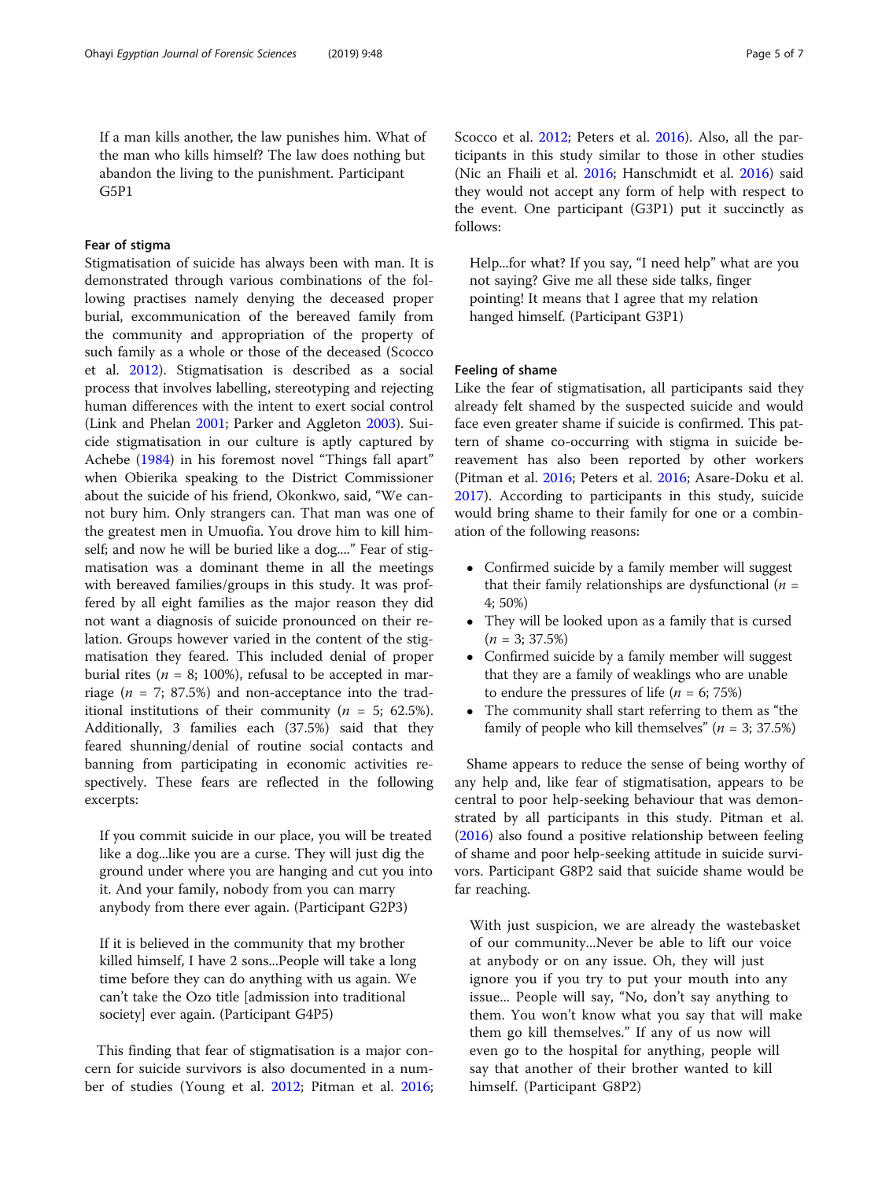> If a man kills another, the law punishes him. What of the man who kills himself? The law does nothing but abandon the living to the punishment. Participant G5P1

#### Fear of stigma

Stigmatisation of suicide has always been with man. It is demonstrated through various combinations of the following practises namely denying the deceased proper burial, excommunication of the bereaved family from the community and appropriation of the property of such family as a whole or those of the deceased (Scocco et al. 2012). Stigmatisation is described as a social process that involves labelling, stereotyping and rejecting human differences with the intent to exert social control (Link and Phelan 2001; Parker and Aggleton 2003). Suicide stigmatisation in our culture is aptly captured by Achebe (1984) in his foremost novel "Things fall apart" when Obierika speaking to the District Commissioner about the suicide of his friend, Okonkwo, said, "We cannot bury him. Only strangers can. That man was one of the greatest men in Umuofia. You drove him to kill himself; and now he will be buried like a dog...." Fear of stigmatisation was a dominant theme in all the meetings with bereaved families/groups in this study. It was proffered by all eight families as the major reason they did not want a diagnosis of suicide pronounced on their relation. Groups however varied in the content of the stigmatisation they feared. This included denial of proper burial rites ($n$ = 8; 100%), refusal to be accepted in marriage ($n$ = 7; 87.5%) and non-acceptance into the traditional institutions of their community ($n$ = 5; 62.5%). Additionally, 3 families each (37.5%) said that they feared shunning/denial of routine social contacts and banning from participating in economic activities respectively. These fears are reflected in the following excerpts:

> If you commit suicide in our place, you will be treated like a dog...like you are a curse. They will just dig the ground under where you are hanging and cut you into it. And your family, nobody from you can marry anybody from there ever again. (Participant G2P3)

> If it is believed in the community that my brother killed himself, I have 2 sons...People will take a long time before they can do anything with us again. We can't take the Ozo title [admission into traditional society] ever again. (Participant G4P5)

This finding that fear of stigmatisation is a major concern for suicide survivors is also documented in a number of studies (Young et al. 2012; Pitman et al. 2016; Scocco et al. 2012; Peters et al. 2016). Also, all the participants in this study similar to those in other studies (Nic an Fhaili et al. 2016; Hanschmidt et al. 2016) said they would not accept any form of help with respect to the event. One participant (G3P1) put it succinctly as follows:

> Help...for what? If you say, "I need help" what are you not saying? Give me all these side talks, finger pointing! It means that I agree that my relation hanged himself. (Participant G3P1)

#### Feeling of shame

Like the fear of stigmatisation, all participants said they already felt shamed by the suspected suicide and would face even greater shame if suicide is confirmed. This pattern of shame co-occurring with stigma in suicide bereavement has also been reported by other workers (Pitman et al. 2016; Peters et al. 2016; Asare-Doku et al. 2017). According to participants in this study, suicide would bring shame to their family for one or a combination of the following reasons:

- Confirmed suicide by a family member will suggest that their family relationships are dysfunctional ($n$ = 4; 50%)
- They will be looked upon as a family that is cursed ($n$ = 3; 37.5%)
- Confirmed suicide by a family member will suggest that they are a family of weaklings who are unable to endure the pressures of life ($n$ = 6; 75%)
- The community shall start referring to them as "the family of people who kill themselves" ($n$ = 3; 37.5%)

Shame appears to reduce the sense of being worthy of any help and, like fear of stigmatisation, appears to be central to poor help-seeking behaviour that was demonstrated by all participants in this study. Pitman et al. (2016) also found a positive relationship between feeling of shame and poor help-seeking attitude in suicide survivors. Participant G8P2 said that suicide shame would be far reaching.

> With just suspicion, we are already the wastebasket of our community...Never be able to lift our voice at anybody or on any issue. Oh, they will just ignore you if you try to put your mouth into any issue... People will say, "No, don't say anything to them. You won't know what you say that will make them go kill themselves." If any of us now will even go to the hospital for anything, people will say that another of their brother wanted to kill himself. (Participant G8P2)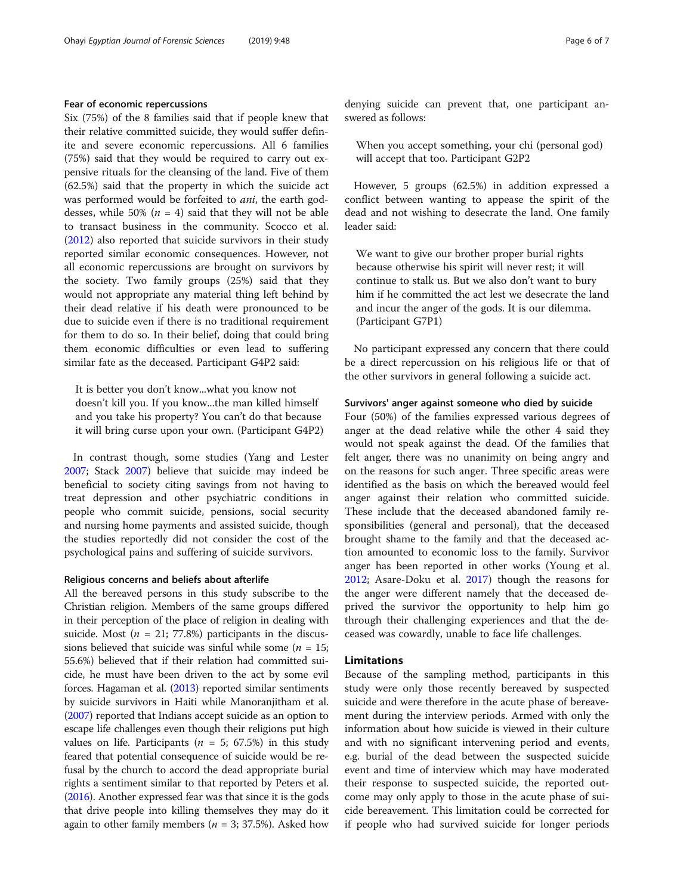#### Fear of economic repercussions

Six (75%) of the 8 families said that if people knew that their relative committed suicide, they would suffer definite and severe economic repercussions. All 6 families (75%) said that they would be required to carry out expensive rituals for the cleansing of the land. Five of them (62.5%) said that the property in which the suicide act was performed would be forfeited to *ani*, the earth goddesses, while 50% ($n$ = 4) said that they will not be able to transact business in the community. Scocco et al. (2012) also reported that suicide survivors in their study reported similar economic consequences. However, not all economic repercussions are brought on survivors by the society. Two family groups (25%) said that they would not appropriate any material thing left behind by their dead relative if his death were pronounced to be due to suicide even if there is no traditional requirement for them to do so. In their belief, doing that could bring them economic difficulties or even lead to suffering similar fate as the deceased. Participant G4P2 said:

> It is better you don't know...what you know not doesn't kill you. If you know...the man killed himself and you take his property? You can't do that because it will bring curse upon your own. (Participant G4P2)

In contrast though, some studies (Yang and Lester 2007; Stack 2007) believe that suicide may indeed be beneficial to society citing savings from not having to treat depression and other psychiatric conditions in people who commit suicide, pensions, social security and nursing home payments and assisted suicide, though the studies reportedly did not consider the cost of the psychological pains and suffering of suicide survivors.

#### Religious concerns and beliefs about afterlife

All the bereaved persons in this study subscribe to the Christian religion. Members of the same groups differed in their perception of the place of religion in dealing with suicide. Most ($n$ = 21; 77.8%) participants in the discussions believed that suicide was sinful while some ($n$ = 15; 55.6%) believed that if their relation had committed suicide, he must have been driven to the act by some evil forces. Hagaman et al. (2013) reported similar sentiments by suicide survivors in Haiti while Manoranjitham et al. (2007) reported that Indians accept suicide as an option to escape life challenges even though their religions put high values on life. Participants ($n$ = 5; 67.5%) in this study feared that potential consequence of suicide would be refusal by the church to accord the dead appropriate burial rights a sentiment similar to that reported by Peters et al. (2016). Another expressed fear was that since it is the gods that drive people into killing themselves they may do it again to other family members ($n$ = 3; 37.5%). Asked how denying suicide can prevent that, one participant answered as follows:

> When you accept something, your chi (personal god) will accept that too. Participant G2P2

However, 5 groups (62.5%) in addition expressed a conflict between wanting to appease the spirit of the dead and not wishing to desecrate the land. One family leader said:

> We want to give our brother proper burial rights because otherwise his spirit will never rest; it will continue to stalk us. But we also don't want to bury him if he committed the act lest we desecrate the land and incur the anger of the gods. It is our dilemma. (Participant G7P1)

No participant expressed any concern that there could be a direct repercussion on his religious life or that of the other survivors in general following a suicide act.

#### Survivors' anger against someone who died by suicide

Four (50%) of the families expressed various degrees of anger at the dead relative while the other 4 said they would not speak against the dead. Of the families that felt anger, there was no unanimity on being angry and on the reasons for such anger. Three specific areas were identified as the basis on which the bereaved would feel anger against their relation who committed suicide. These include that the deceased abandoned family responsibilities (general and personal), that the deceased brought shame to the family and that the deceased action amounted to economic loss to the family. Survivor anger has been reported in other works (Young et al. 2012; Asare-Doku et al. 2017) though the reasons for the anger were different namely that the deceased deprived the survivor the opportunity to help him go through their challenging experiences and that the deceased was cowardly, unable to face life challenges.

## Limitations

Because of the sampling method, participants in this study were only those recently bereaved by suspected suicide and were therefore in the acute phase of bereavement during the interview periods. Armed with only the information about how suicide is viewed in their culture and with no significant intervening period and events, e.g. burial of the dead between the suspected suicide event and time of interview which may have moderated their response to suspected suicide, the reported outcome may only apply to those in the acute phase of suicide bereavement. This limitation could be corrected for if people who had survived suicide for longer periods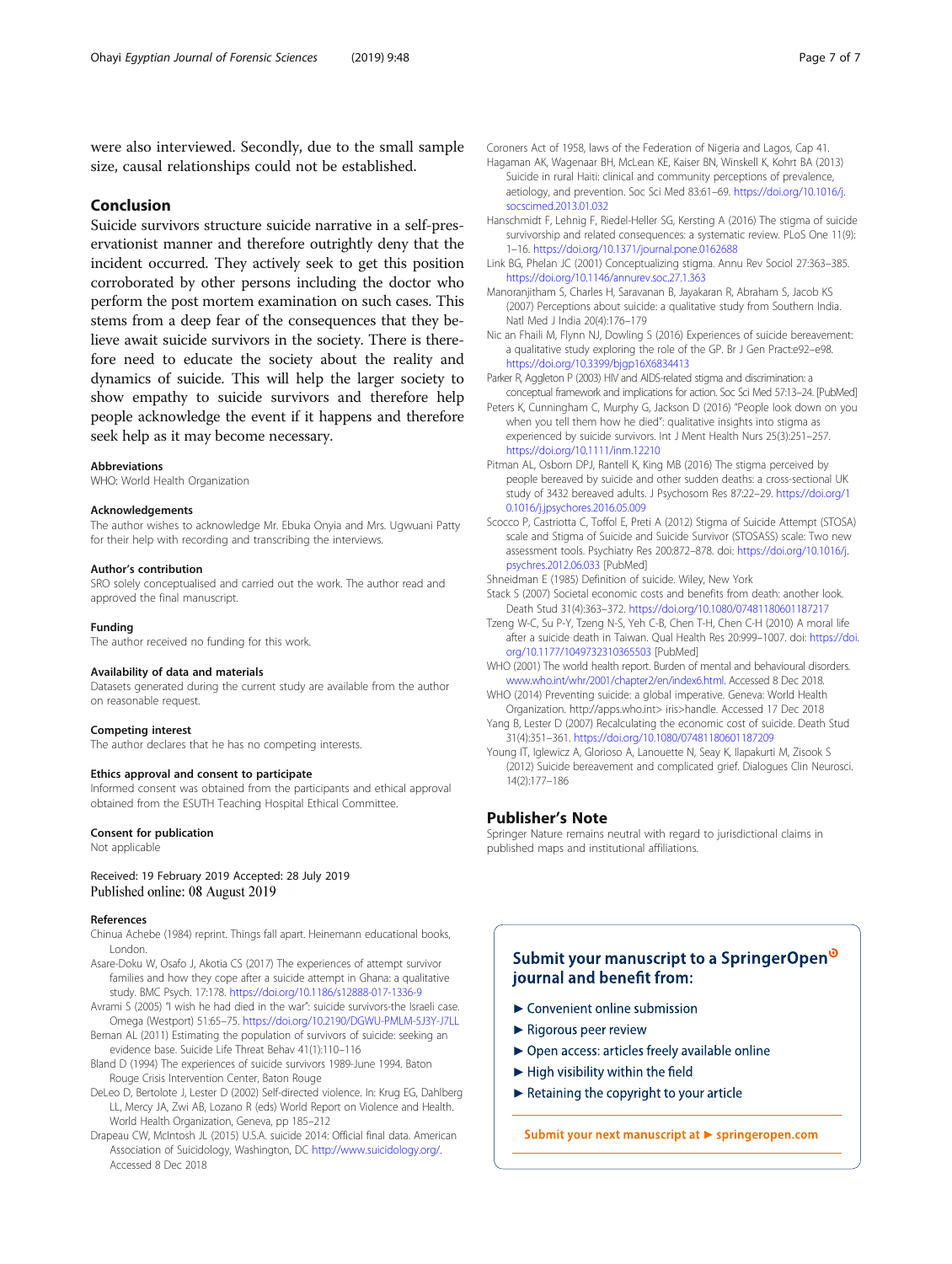were also interviewed. Secondly, due to the small sample size, causal relationships could not be established.

## Conclusion

Suicide survivors structure suicide narrative in a self-preservationist manner and therefore outrightly deny that the incident occurred. They actively seek to get this position corroborated by other persons including the doctor who perform the post mortem examination on such cases. This stems from a deep fear of the consequences that they believe await suicide survivors in the society. There is therefore need to educate the society about the reality and dynamics of suicide. This will help the larger society to show empathy to suicide survivors and therefore help people acknowledge the event if it happens and therefore seek help as it may become necessary.

### Abbreviations

WHO: World Health Organization

### Acknowledgements

The author wishes to acknowledge Mr. Ebuka Onyia and Mrs. Ugwuani Patty for their help with recording and transcribing the interviews.

### Author's contribution

SRO solely conceptualised and carried out the work. The author read and approved the final manuscript.

### Funding

The author received no funding for this work.

### Availability of data and materials

Datasets generated during the current study are available from the author on reasonable request.

### Competing interest

The author declares that he has no competing interests.

### Ethics approval and consent to participate

Informed consent was obtained from the participants and ethical approval obtained from the ESUTH Teaching Hospital Ethical Committee.

### Consent for publication

Not applicable

Received: 19 February 2019 Accepted: 28 July 2019
Published online: 08 August 2019

### References

Chinua Achebe (1984) reprint. Things fall apart. Heinemann educational books, London.

Asare-Doku W, Osafo J, Akotia CS (2017) The experiences of attempt survivor families and how they cope after a suicide attempt in Ghana: a qualitative study. BMC Psych. 17:178. https://doi.org/10.1186/s12888-017-1336-9

Avrami S (2005) "I wish he had died in the war": suicide survivors-the Israeli case. Omega (Westport) 51:65–75. https://doi.org/10.2190/DGWU-PMLM-5J3Y-J7LL

Berman AL (2011) Estimating the population of survivors of suicide: seeking an evidence base. Suicide Life Threat Behav 41(1):110–116

Bland D (1994) The experiences of suicide survivors 1989-June 1994. Baton Rouge Crisis Intervention Center, Baton Rouge

DeLeo D, Bertolote J, Lester D (2002) Self-directed violence. In: Krug EG, Dahlberg LL, Mercy JA, Zwi AB, Lozano R (eds) World Report on Violence and Health. World Health Organization, Geneva, pp 185–212

Drapeau CW, McIntosh JL (2015) U.S.A. suicide 2014: Official final data. American Association of Suicidology, Washington, DC http://www.suicidology.org/. Accessed 8 Dec 2018

Coroners Act of 1958, laws of the Federation of Nigeria and Lagos, Cap 41.

Hagaman AK, Wagenaar BH, McLean KE, Kaiser BN, Winskell K, Kohrt BA (2013) Suicide in rural Haiti: clinical and community perceptions of prevalence, aetiology, and prevention. Soc Sci Med 83:61–69. https://doi.org/10.1016/j.socscimed.2013.01.032

Hanschmidt F, Lehnig F, Riedel-Heller SG, Kersting A (2016) The stigma of suicide survivorship and related consequences: a systematic review. PLoS One 11(9): 1–16. https://doi.org/10.1371/journal.pone.0162688

Link BG, Phelan JC (2001) Conceptualizing stigma. Annu Rev Sociol 27:363–385. https://doi.org/10.1146/annurev.soc.27.1.363

Manoranjitham S, Charles H, Saravanan B, Jayakaran R, Abraham S, Jacob KS (2007) Perceptions about suicide: a qualitative study from Southern India. Natl Med J India 20(4):176–179

Nic an Fhaili M, Flynn NJ, Dowling S (2016) Experiences of suicide bereavement: a qualitative study exploring the role of the GP. Br J Gen Pract:e92–e98. https://doi.org/10.3399/bjgp16X6834413

Parker R, Aggleton P (2003) HIV and AIDS-related stigma and discrimination: a conceptual framework and implications for action. Soc Sci Med 57:13–24. [PubMed]

Peters K, Cunningham C, Murphy G, Jackson D (2016) "People look down on you when you tell them how he died": qualitative insights into stigma as experienced by suicide survivors. Int J Ment Health Nurs 25(3):251–257. https://doi.org/10.1111/inm.12210

Pitman AL, Osborn DPJ, Rantell K, King MB (2016) The stigma perceived by people bereaved by suicide and other sudden deaths: a cross-sectional UK study of 3432 bereaved adults. J Psychosom Res 87:22–29. https://doi.org/10.1016/j.jpsychores.2016.05.009

Scocco P, Castriotta C, Toffol E, Preti A (2012) Stigma of Suicide Attempt (STOSA) scale and Stigma of Suicide and Suicide Survivor (STOSASS) scale: Two new assessment tools. Psychiatry Res 200:872–878. doi: https://doi.org/10.1016/j.psychres.2012.06.033 [PubMed]

Shneidman E (1985) Definition of suicide. Wiley, New York

Stack S (2007) Societal economic costs and benefits from death: another look. Death Stud 31(4):363–372. https://doi.org/10.1080/07481180601187217

Tzeng W-C, Su P-Y, Tzeng N-S, Yeh C-B, Chen T-H, Chen C-H (2010) A moral life after a suicide death in Taiwan. Qual Health Res 20:999–1007. doi: https://doi.org/10.1177/1049732310365503 [PubMed]

WHO (2001) The world health report. Burden of mental and behavioural disorders. www.who.int/whr/2001/chapter2/en/index6.html. Accessed 8 Dec 2018.

WHO (2014) Preventing suicide: a global imperative. Geneva: World Health Organization. http://apps.who.int> iris>handle. Accessed 17 Dec 2018

Yang B, Lester D (2007) Recalculating the economic cost of suicide. Death Stud 31(4):351–361. https://doi.org/10.1080/07481180601187209

Young IT, Iglewicz A, Glorioso A, Lanouette N, Seay K, Ilapakurti M, Zisook S (2012) Suicide bereavement and complicated grief. Dialogues Clin Neurosci. 14(2):177–186

## Publisher's Note

Springer Nature remains neutral with regard to jurisdictional claims in published maps and institutional affiliations.

**Submit your manuscript to a SpringerOpen journal and benefit from:**

- Convenient online submission
- Rigorous peer review
- Open access: articles freely available online
- High visibility within the field
- Retaining the copyright to your article

**Submit your next manuscript at ▶ springeropen.com**